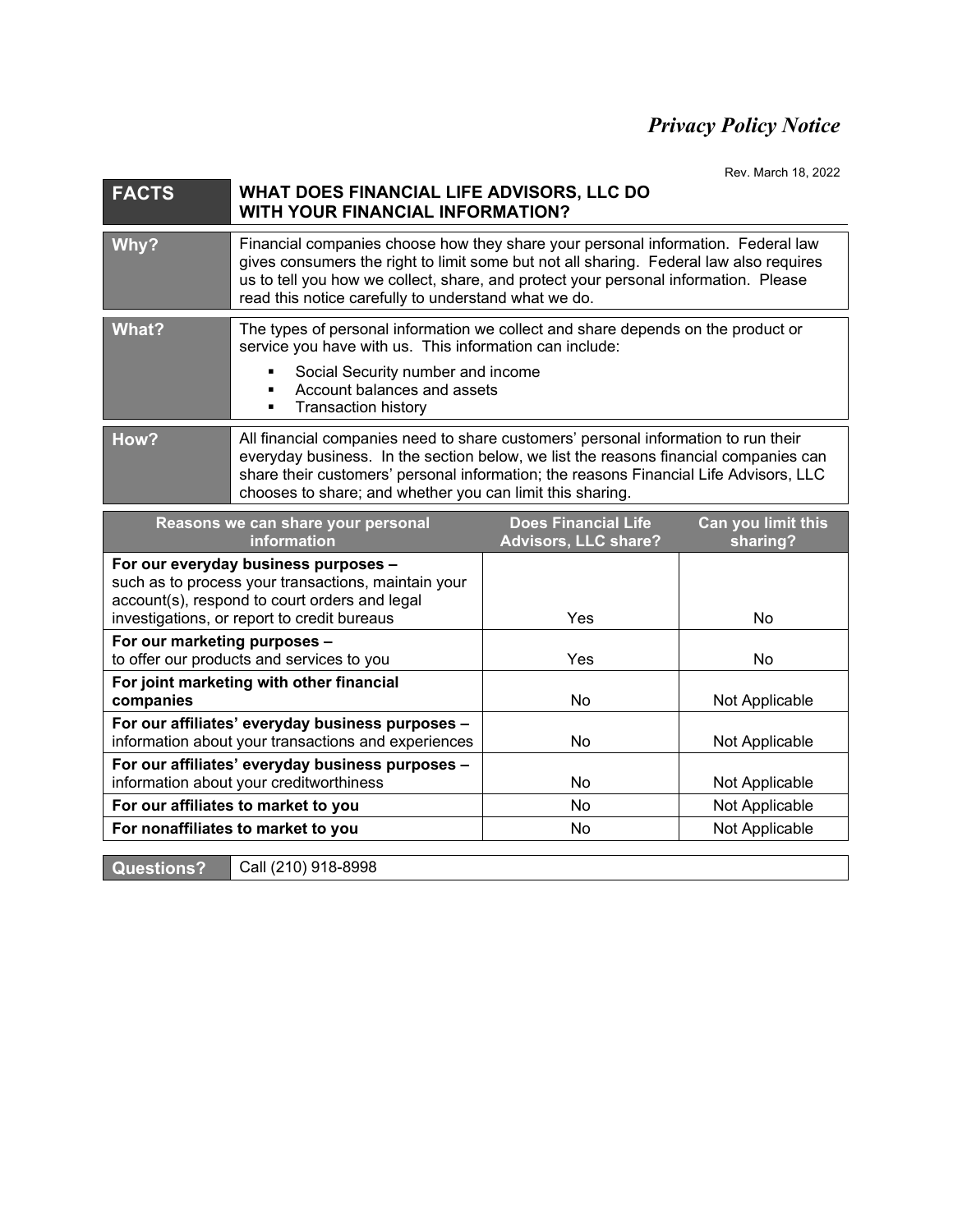# *Privacy Policy Notice*

Rev. March 18, 2022

| FACTS | WHAT DOES FINANCIAL LIFE ADVISORS, LLC DO WITH YOUR FINANCIAL INFORMATION? |
|---|---|
| **Why?** | Financial companies choose how they share your personal information. Federal law gives consumers the right to limit some but not all sharing. Federal law also requires us to tell you how we collect, share, and protect your personal information. Please read this notice carefully to understand what we do. |
| **What?** | The types of personal information we collect and share depends on the product or service you have with us. This information can include:<br>▪ Social Security number and income<br>▪ Account balances and assets<br>▪ Transaction history |
| **How?** | All financial companies need to share customers' personal information to run their everyday business. In the section below, we list the reasons financial companies can share their customers' personal information; the reasons Financial Life Advisors, LLC chooses to share; and whether you can limit this sharing. |

| Reasons we can share your personal information | Does Financial Life Advisors, LLC share? | Can you limit this sharing? |
|---|---|---|
| **For our everyday business purposes –** such as to process your transactions, maintain your account(s), respond to court orders and legal investigations, or report to credit bureaus | Yes | No |
| **For our marketing purposes –** to offer our products and services to you | Yes | No |
| **For joint marketing with other financial companies** | No | Not Applicable |
| **For our affiliates' everyday business purposes –** information about your transactions and experiences | No | Not Applicable |
| **For our affiliates' everyday business purposes –** information about your creditworthiness | No | Not Applicable |
| **For our affiliates to market to you** | No | Not Applicable |
| **For nonaffiliates to market to you** | No | Not Applicable |

| Questions? | Call (210) 918-8998 |
|---|---|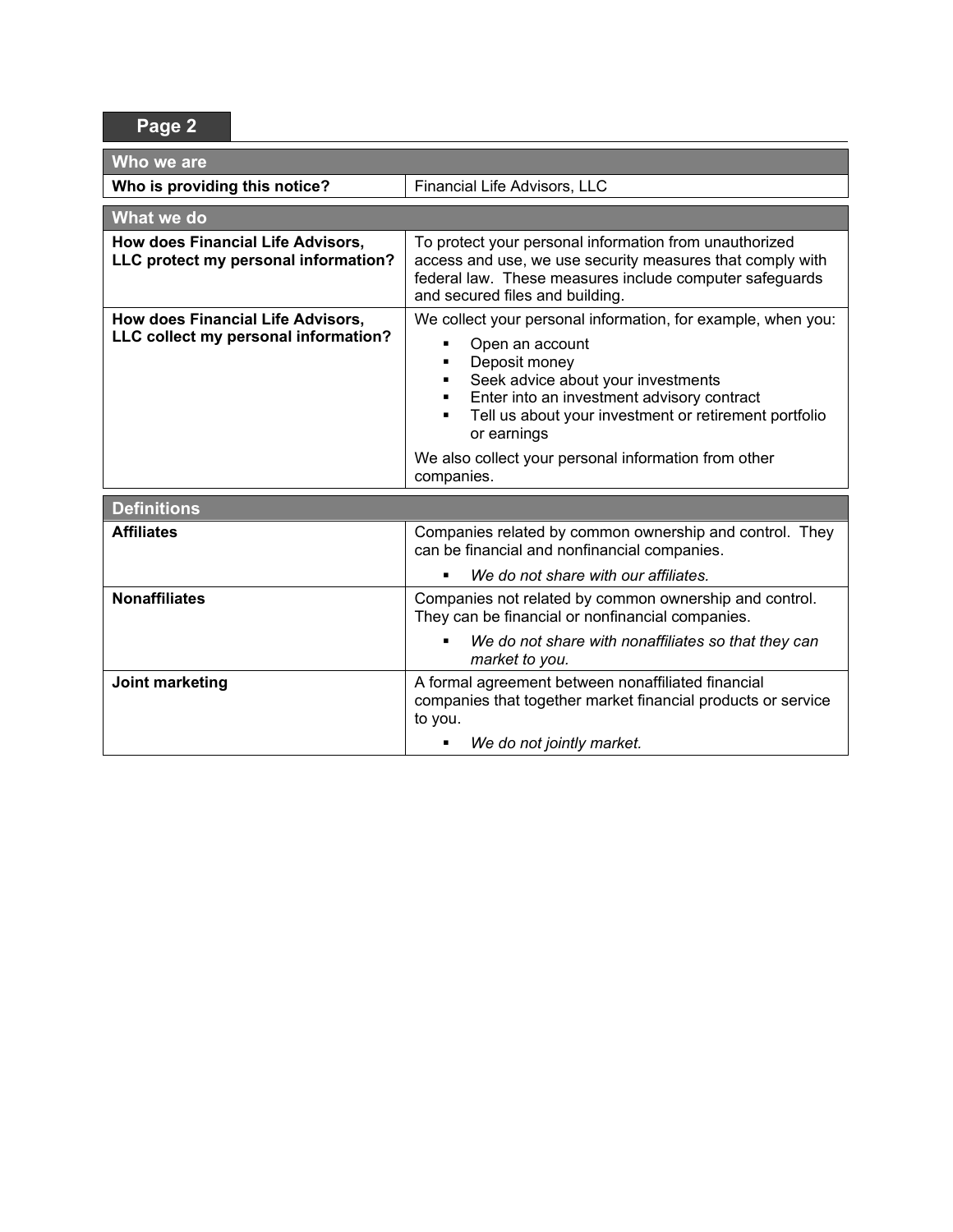## Page 2

| Who we are | |
|---|---|
| **Who is providing this notice?** | Financial Life Advisors, LLC |

| What we do | |
|---|---|
| **How does Financial Life Advisors, LLC protect my personal information?** | To protect your personal information from unauthorized access and use, we use security measures that comply with federal law. These measures include computer safeguards and secured files and building. |
| **How does Financial Life Advisors, LLC collect my personal information?** | We collect your personal information, for example, when you:<br>▪ Open an account<br>▪ Deposit money<br>▪ Seek advice about your investments<br>▪ Enter into an investment advisory contract<br>▪ Tell us about your investment or retirement portfolio or earnings<br><br>We also collect your personal information from other companies. |

| Definitions | |
|---|---|
| **Affiliates** | Companies related by common ownership and control. They can be financial and nonfinancial companies.<br>▪ *We do not share with our affiliates.* |
| **Nonaffiliates** | Companies not related by common ownership and control. They can be financial or nonfinancial companies.<br>▪ *We do not share with nonaffiliates so that they can market to you.* |
| **Joint marketing** | A formal agreement between nonaffiliated financial companies that together market financial products or service to you.<br>▪ *We do not jointly market.* |